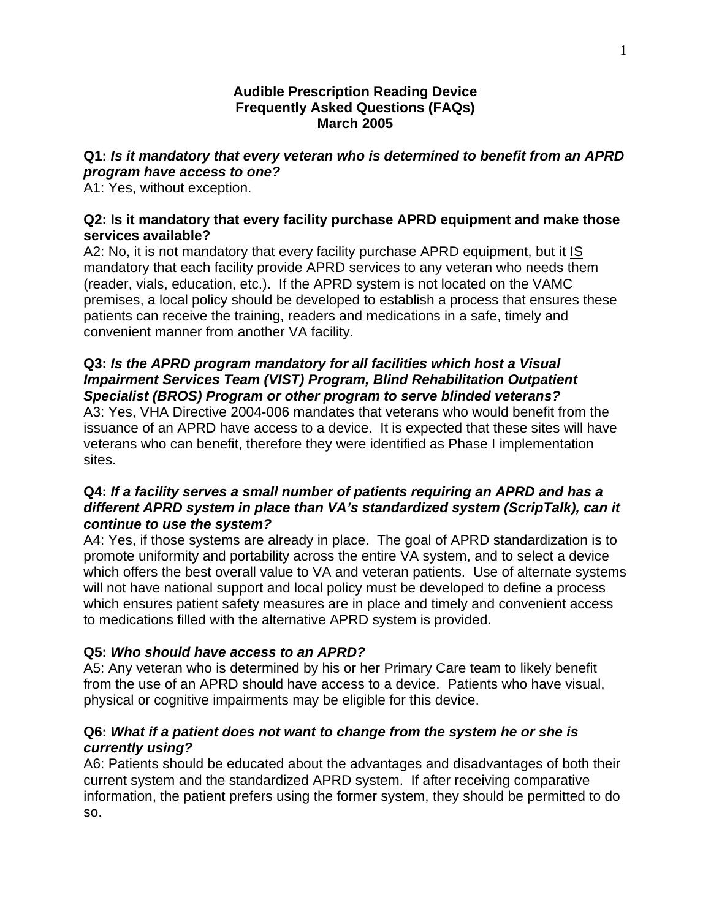# Audible Prescription Reading Device
# Frequently Asked Questions (FAQs)
# March 2005

**Q1:** ***Is it mandatory that every veteran who is determined to benefit from an APRD program have access to one?***
A1: Yes, without exception.

**Q2: Is it mandatory that every facility purchase APRD equipment and make those services available?**
A2: No, it is not mandatory that every facility purchase APRD equipment, but it <u>IS</u> mandatory that each facility provide APRD services to any veteran who needs them (reader, vials, education, etc.). If the APRD system is not located on the VAMC premises, a local policy should be developed to establish a process that ensures these patients can receive the training, readers and medications in a safe, timely and convenient manner from another VA facility.

**Q3:** ***Is the APRD program mandatory for all facilities which host a Visual Impairment Services Team (VIST) Program, Blind Rehabilitation Outpatient Specialist (BROS) Program or other program to serve blinded veterans?***
A3: Yes, VHA Directive 2004-006 mandates that veterans who would benefit from the issuance of an APRD have access to a device. It is expected that these sites will have veterans who can benefit, therefore they were identified as Phase I implementation sites.

**Q4:** ***If a facility serves a small number of patients requiring an APRD and has a different APRD system in place than VA's standardized system (ScripTalk), can it continue to use the system?***
A4: Yes, if those systems are already in place. The goal of APRD standardization is to promote uniformity and portability across the entire VA system, and to select a device which offers the best overall value to VA and veteran patients. Use of alternate systems will not have national support and local policy must be developed to define a process which ensures patient safety measures are in place and timely and convenient access to medications filled with the alternative APRD system is provided.

**Q5:** ***Who should have access to an APRD?***
A5: Any veteran who is determined by his or her Primary Care team to likely benefit from the use of an APRD should have access to a device. Patients who have visual, physical or cognitive impairments may be eligible for this device.

**Q6:** ***What if a patient does not want to change from the system he or she is currently using?***
A6: Patients should be educated about the advantages and disadvantages of both their current system and the standardized APRD system. If after receiving comparative information, the patient prefers using the former system, they should be permitted to do so.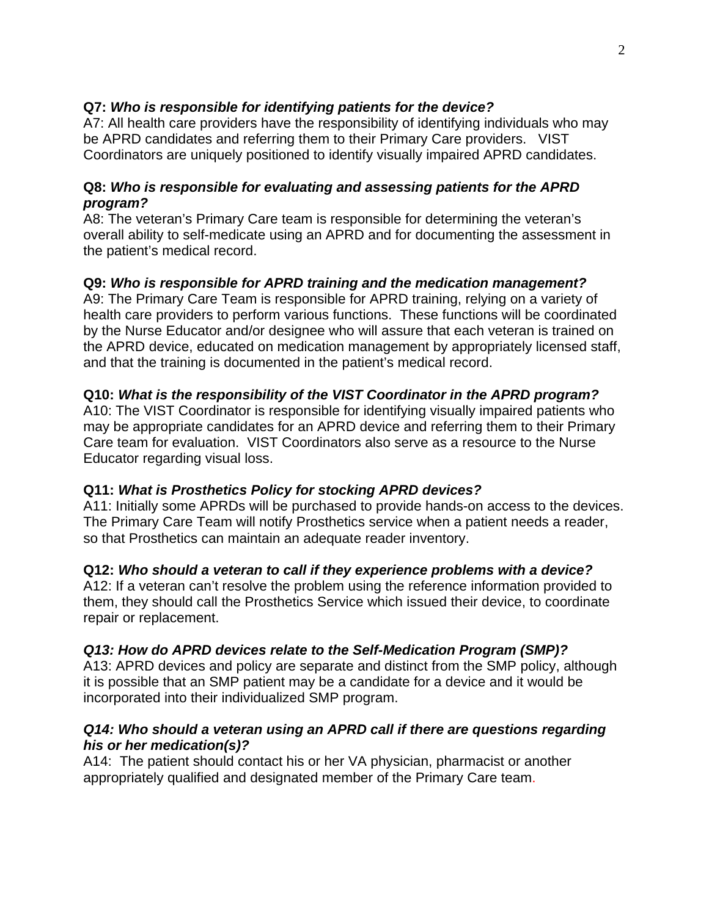**Q7:** ***Who is responsible for identifying patients for the device?***
A7: All health care providers have the responsibility of identifying individuals who may be APRD candidates and referring them to their Primary Care providers. VIST Coordinators are uniquely positioned to identify visually impaired APRD candidates.

**Q8:** ***Who is responsible for evaluating and assessing patients for the APRD program?***
A8: The veteran's Primary Care team is responsible for determining the veteran's overall ability to self-medicate using an APRD and for documenting the assessment in the patient's medical record.

**Q9:** ***Who is responsible for APRD training and the medication management?***
A9: The Primary Care Team is responsible for APRD training, relying on a variety of health care providers to perform various functions. These functions will be coordinated by the Nurse Educator and/or designee who will assure that each veteran is trained on the APRD device, educated on medication management by appropriately licensed staff, and that the training is documented in the patient's medical record.

**Q10:** ***What is the responsibility of the VIST Coordinator in the APRD program?***
A10: The VIST Coordinator is responsible for identifying visually impaired patients who may be appropriate candidates for an APRD device and referring them to their Primary Care team for evaluation. VIST Coordinators also serve as a resource to the Nurse Educator regarding visual loss.

**Q11:** ***What is Prosthetics Policy for stocking APRD devices?***
A11: Initially some APRDs will be purchased to provide hands-on access to the devices. The Primary Care Team will notify Prosthetics service when a patient needs a reader, so that Prosthetics can maintain an adequate reader inventory.

**Q12:** ***Who should a veteran to call if they experience problems with a device?***
A12: If a veteran can't resolve the problem using the reference information provided to them, they should call the Prosthetics Service which issued their device, to coordinate repair or replacement.

***Q13: How do APRD devices relate to the Self-Medication Program (SMP)?***
A13: APRD devices and policy are separate and distinct from the SMP policy, although it is possible that an SMP patient may be a candidate for a device and it would be incorporated into their individualized SMP program.

***Q14: Who should a veteran using an APRD call if there are questions regarding his or her medication(s)?***
A14: The patient should contact his or her VA physician, pharmacist or another appropriately qualified and designated member of the Primary Care team.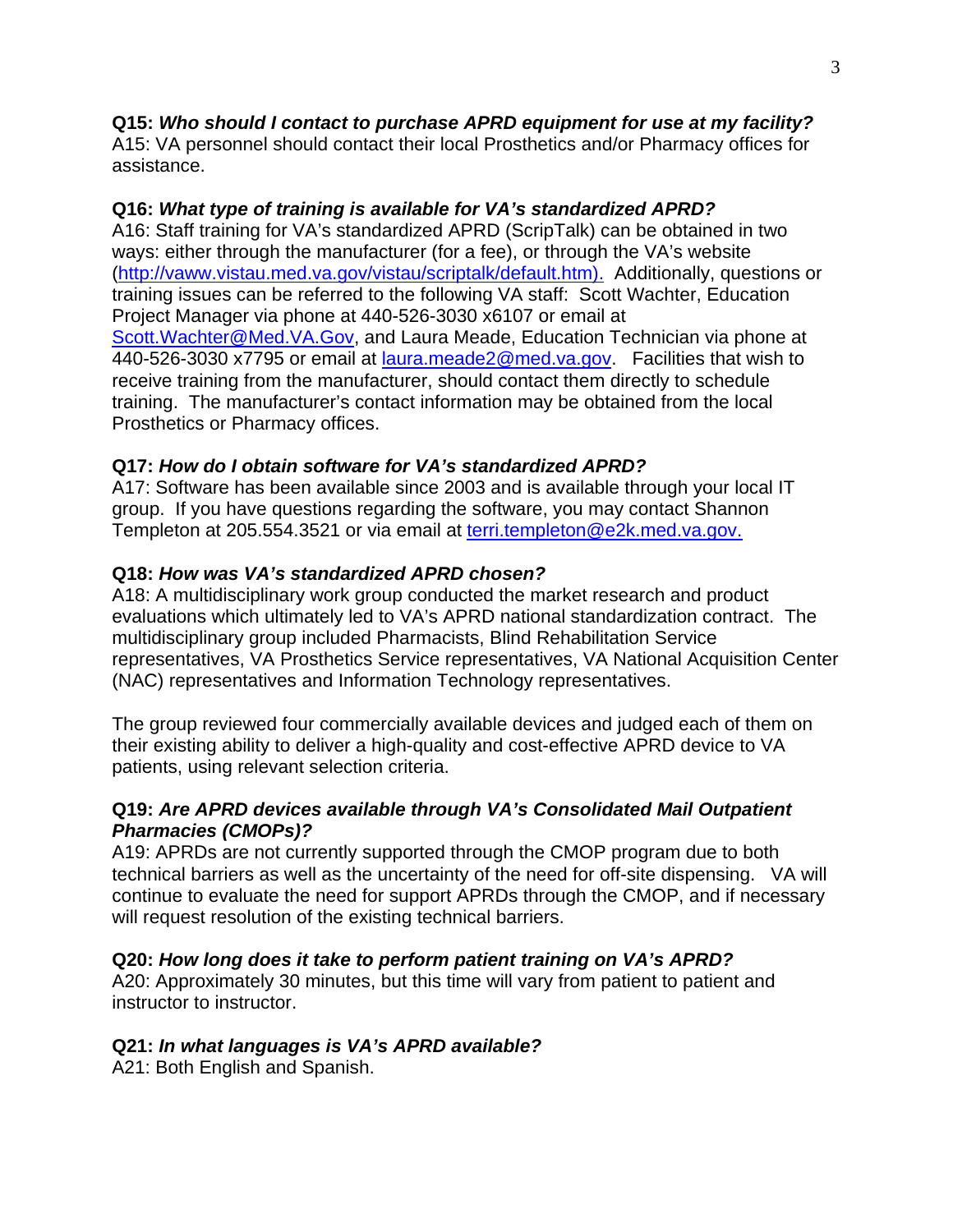**Q15:** ***Who should I contact to purchase APRD equipment for use at my facility?***
A15: VA personnel should contact their local Prosthetics and/or Pharmacy offices for assistance.

**Q16:** ***What type of training is available for VA's standardized APRD?***
A16: Staff training for VA's standardized APRD (ScripTalk) can be obtained in two ways: either through the manufacturer (for a fee), or through the VA's website (http://vaww.vistau.med.va.gov/vistau/scriptalk/default.htm). Additionally, questions or training issues can be referred to the following VA staff: Scott Wachter, Education Project Manager via phone at 440-526-3030 x6107 or email at Scott.Wachter@Med.VA.Gov, and Laura Meade, Education Technician via phone at 440-526-3030 x7795 or email at laura.meade2@med.va.gov. Facilities that wish to receive training from the manufacturer, should contact them directly to schedule training. The manufacturer's contact information may be obtained from the local Prosthetics or Pharmacy offices.

**Q17:** ***How do I obtain software for VA's standardized APRD?***
A17: Software has been available since 2003 and is available through your local IT group. If you have questions regarding the software, you may contact Shannon Templeton at 205.554.3521 or via email at terri.templeton@e2k.med.va.gov.

**Q18:** ***How was VA's standardized APRD chosen?***
A18: A multidisciplinary work group conducted the market research and product evaluations which ultimately led to VA's APRD national standardization contract. The multidisciplinary group included Pharmacists, Blind Rehabilitation Service representatives, VA Prosthetics Service representatives, VA National Acquisition Center (NAC) representatives and Information Technology representatives.

The group reviewed four commercially available devices and judged each of them on their existing ability to deliver a high-quality and cost-effective APRD device to VA patients, using relevant selection criteria.

**Q19:** ***Are APRD devices available through VA's Consolidated Mail Outpatient Pharmacies (CMOPs)?***
A19: APRDs are not currently supported through the CMOP program due to both technical barriers as well as the uncertainty of the need for off-site dispensing. VA will continue to evaluate the need for support APRDs through the CMOP, and if necessary will request resolution of the existing technical barriers.

**Q20:** ***How long does it take to perform patient training on VA's APRD?***
A20: Approximately 30 minutes, but this time will vary from patient to patient and instructor to instructor.

**Q21:** ***In what languages is VA's APRD available?***
A21: Both English and Spanish.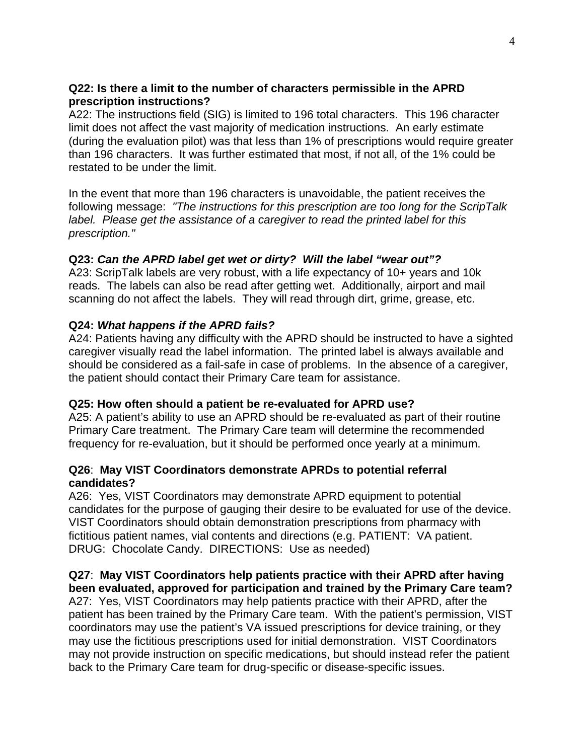**Q22: Is there a limit to the number of characters permissible in the APRD prescription instructions?**

A22: The instructions field (SIG) is limited to 196 total characters. This 196 character limit does not affect the vast majority of medication instructions. An early estimate (during the evaluation pilot) was that less than 1% of prescriptions would require greater than 196 characters. It was further estimated that most, if not all, of the 1% could be restated to be under the limit.

In the event that more than 196 characters is unavoidable, the patient receives the following message: *"The instructions for this prescription are too long for the ScripTalk label. Please get the assistance of a caregiver to read the printed label for this prescription."*

**Q23:** ***Can the APRD label get wet or dirty? Will the label "wear out"?***

A23: ScripTalk labels are very robust, with a life expectancy of 10+ years and 10k reads. The labels can also be read after getting wet. Additionally, airport and mail scanning do not affect the labels. They will read through dirt, grime, grease, etc.

**Q24:** ***What happens if the APRD fails?***

A24: Patients having any difficulty with the APRD should be instructed to have a sighted caregiver visually read the label information. The printed label is always available and should be considered as a fail-safe in case of problems. In the absence of a caregiver, the patient should contact their Primary Care team for assistance.

**Q25: How often should a patient be re-evaluated for APRD use?**

A25: A patient's ability to use an APRD should be re-evaluated as part of their routine Primary Care treatment. The Primary Care team will determine the recommended frequency for re-evaluation, but it should be performed once yearly at a minimum.

**Q26**: **May VIST Coordinators demonstrate APRDs to potential referral candidates?**

A26: Yes, VIST Coordinators may demonstrate APRD equipment to potential candidates for the purpose of gauging their desire to be evaluated for use of the device. VIST Coordinators should obtain demonstration prescriptions from pharmacy with fictitious patient names, vial contents and directions (e.g. PATIENT: VA patient. DRUG: Chocolate Candy. DIRECTIONS: Use as needed)

**Q27**: **May VIST Coordinators help patients practice with their APRD after having been evaluated, approved for participation and trained by the Primary Care team?**

A27: Yes, VIST Coordinators may help patients practice with their APRD, after the patient has been trained by the Primary Care team. With the patient's permission, VIST coordinators may use the patient's VA issued prescriptions for device training, or they may use the fictitious prescriptions used for initial demonstration. VIST Coordinators may not provide instruction on specific medications, but should instead refer the patient back to the Primary Care team for drug-specific or disease-specific issues.